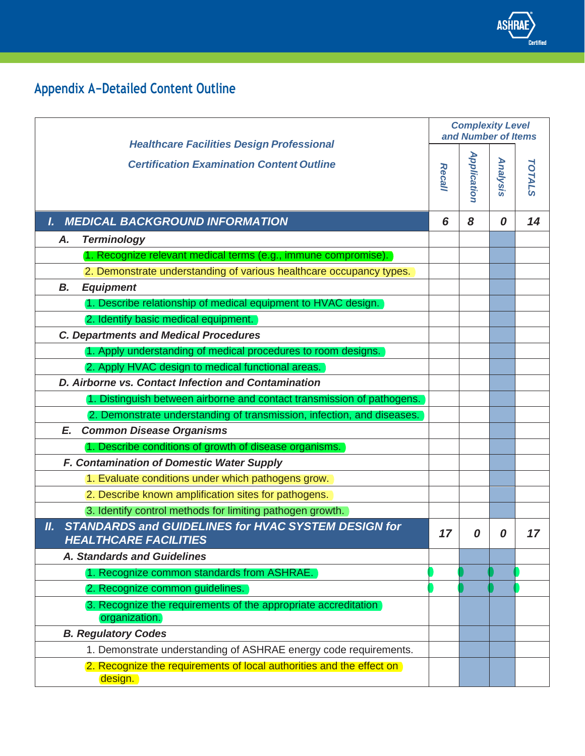## Appendix A–Detailed Content Outline

| *Healthcare Facilities Design Professional Certification Examination Content Outline* | *Complexity Level and Number of Items* | | | |
|---|---|---|---|---|
| | *Recall* | *Application* | *Analysis* | *TOTALS* |
| ***I. MEDICAL BACKGROUND INFORMATION*** | ***6*** | ***8*** | ***0*** | ***14*** |
| ***A. Terminology*** | | | | |
| 1. Recognize relevant medical terms (e.g., immune compromise). | | | | |
| 2. Demonstrate understanding of various healthcare occupancy types. | | | | |
| ***B. Equipment*** | | | | |
| 1. Describe relationship of medical equipment to HVAC design. | | | | |
| 2. Identify basic medical equipment. | | | | |
| ***C. Departments and Medical Procedures*** | | | | |
| 1. Apply understanding of medical procedures to room designs. | | | | |
| 2. Apply HVAC design to medical functional areas. | | | | |
| ***D. Airborne vs. Contact Infection and Contamination*** | | | | |
| 1. Distinguish between airborne and contact transmission of pathogens. | | | | |
| 2. Demonstrate understanding of transmission, infection, and diseases. | | | | |
| ***E. Common Disease Organisms*** | | | | |
| 1. Describe conditions of growth of disease organisms. | | | | |
| ***F. Contamination of Domestic Water Supply*** | | | | |
| 1. Evaluate conditions under which pathogens grow. | | | | |
| 2. Describe known amplification sites for pathogens. | | | | |
| 3. Identify control methods for limiting pathogen growth. | | | | |
| ***II. STANDARDS and GUIDELINES for HVAC SYSTEM DESIGN for HEALTHCARE FACILITIES*** | ***17*** | ***0*** | ***0*** | ***17*** |
| ***A. Standards and Guidelines*** | | | | |
| 1. Recognize common standards from ASHRAE. | | | | |
| 2. Recognize common guidelines. | | | | |
| 3. Recognize the requirements of the appropriate accreditation organization. | | | | |
| ***B. Regulatory Codes*** | | | | |
| 1. Demonstrate understanding of ASHRAE energy code requirements. | | | | |
| 2. Recognize the requirements of local authorities and the effect on design. | | | | |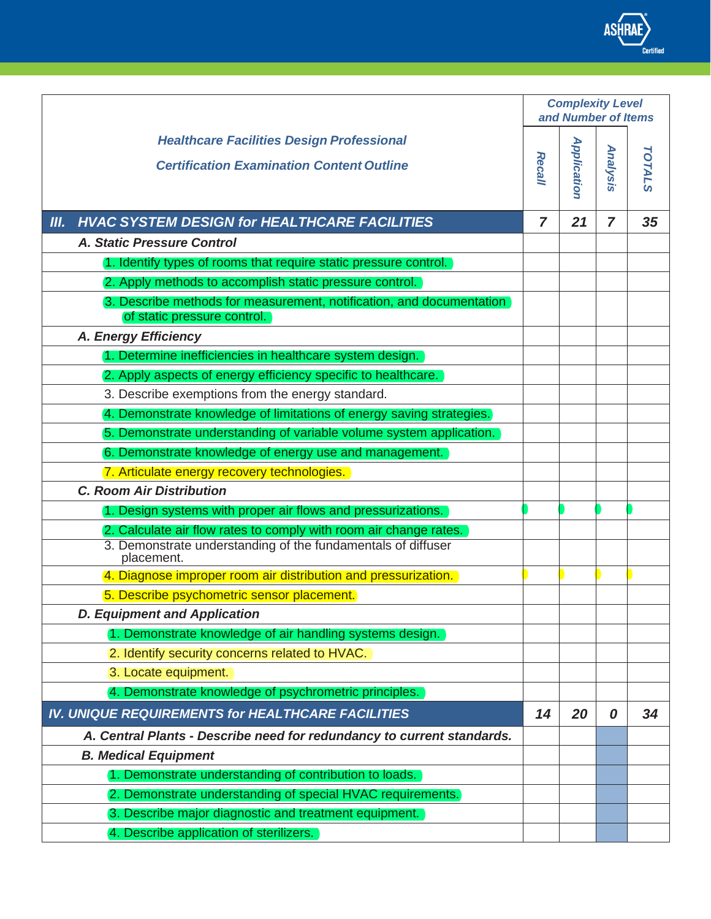| Healthcare Facilities Design Professional<br>Certification Examination Content Outline | Complexity Level and Number of Items | | | |
|---|---|---|---|---|
| | Recall | Application | Analysis | TOTALS |
| **III. HVAC SYSTEM DESIGN for HEALTHCARE FACILITIES** | **7** | **21** | **7** | **35** |
| **A. Static Pressure Control** | | | | |
| 1. Identify types of rooms that require static pressure control. | | | | |
| 2. Apply methods to accomplish static pressure control. | | | | |
| 3. Describe methods for measurement, notification, and documentation of static pressure control. | | | | |
| **A. Energy Efficiency** | | | | |
| 1. Determine inefficiencies in healthcare system design. | | | | |
| 2. Apply aspects of energy efficiency specific to healthcare. | | | | |
| 3. Describe exemptions from the energy standard. | | | | |
| 4. Demonstrate knowledge of limitations of energy saving strategies. | | | | |
| 5. Demonstrate understanding of variable volume system application. | | | | |
| 6. Demonstrate knowledge of energy use and management. | | | | |
| 7. Articulate energy recovery technologies. | | | | |
| **C. Room Air Distribution** | | | | |
| 1. Design systems with proper air flows and pressurizations. | | | | |
| 2. Calculate air flow rates to comply with room air change rates. | | | | |
| 3. Demonstrate understanding of the fundamentals of diffuser placement. | | | | |
| 4. Diagnose improper room air distribution and pressurization. | | | | |
| 5. Describe psychometric sensor placement. | | | | |
| **D. Equipment and Application** | | | | |
| 1. Demonstrate knowledge of air handling systems design. | | | | |
| 2. Identify security concerns related to HVAC. | | | | |
| 3. Locate equipment. | | | | |
| 4. Demonstrate knowledge of psychrometric principles. | | | | |
| **IV. UNIQUE REQUIREMENTS for HEALTHCARE FACILITIES** | **14** | **20** | **0** | **34** |
| **A. Central Plants - Describe need for redundancy to current standards.** | | | | |
| **B. Medical Equipment** | | | | |
| 1. Demonstrate understanding of contribution to loads. | | | | |
| 2. Demonstrate understanding of special HVAC requirements. | | | | |
| 3. Describe major diagnostic and treatment equipment. | | | | |
| 4. Describe application of sterilizers. | | | | |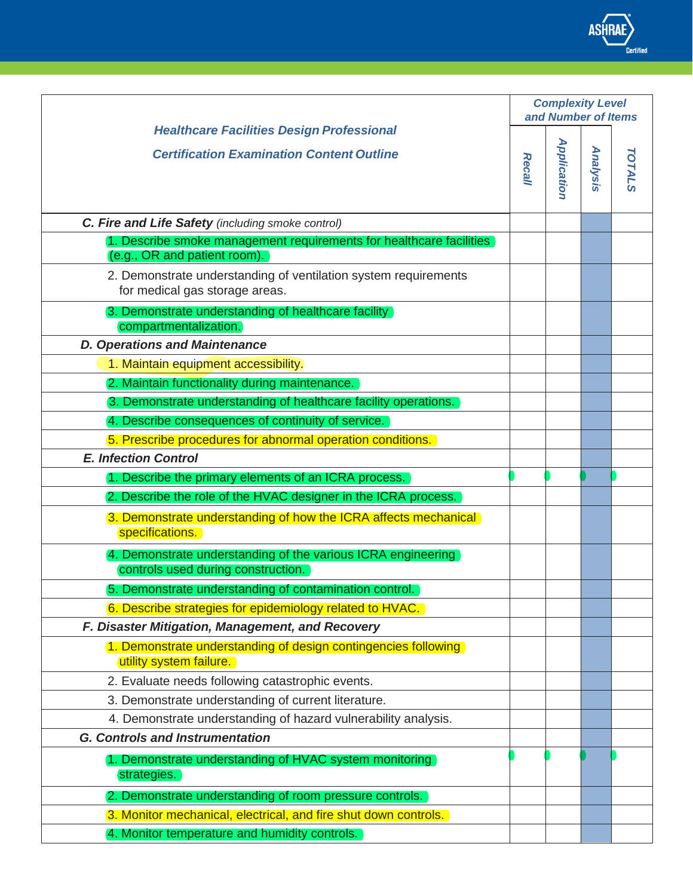| Healthcare Facilities Design Professional<br>Certification Examination Content Outline | Complexity Level and Number of Items | | | |
|---|---|---|---|---|
| | Recall | Application | Analysis | TOTALS |
| ***C. Fire and Life Safety*** *(including smoke control)* | | | | |
| 1. Describe smoke management requirements for healthcare facilities (e.g., OR and patient room). | | | | |
| 2. Demonstrate understanding of ventilation system requirements for medical gas storage areas. | | | | |
| 3. Demonstrate understanding of healthcare facility compartmentalization. | | | | |
| ***D. Operations and Maintenance*** | | | | |
| 1. Maintain equipment accessibility. | | | | |
| 2. Maintain functionality during maintenance. | | | | |
| 3. Demonstrate understanding of healthcare facility operations. | | | | |
| 4. Describe consequences of continuity of service. | | | | |
| 5. Prescribe procedures for abnormal operation conditions. | | | | |
| ***E. Infection Control*** | | | | |
| 1. Describe the primary elements of an ICRA process. | | | | |
| 2. Describe the role of the HVAC designer in the ICRA process. | | | | |
| 3. Demonstrate understanding of how the ICRA affects mechanical specifications. | | | | |
| 4. Demonstrate understanding of the various ICRA engineering controls used during construction. | | | | |
| 5. Demonstrate understanding of contamination control. | | | | |
| 6. Describe strategies for epidemiology related to HVAC. | | | | |
| ***F. Disaster Mitigation, Management, and Recovery*** | | | | |
| 1. Demonstrate understanding of design contingencies following utility system failure. | | | | |
| 2. Evaluate needs following catastrophic events. | | | | |
| 3. Demonstrate understanding of current literature. | | | | |
| 4. Demonstrate understanding of hazard vulnerability analysis. | | | | |
| ***G. Controls and Instrumentation*** | | | | |
| 1. Demonstrate understanding of HVAC system monitoring strategies. | | | | |
| 2. Demonstrate understanding of room pressure controls. | | | | |
| 3. Monitor mechanical, electrical, and fire shut down controls. | | | | |
| 4. Monitor temperature and humidity controls. | | | | |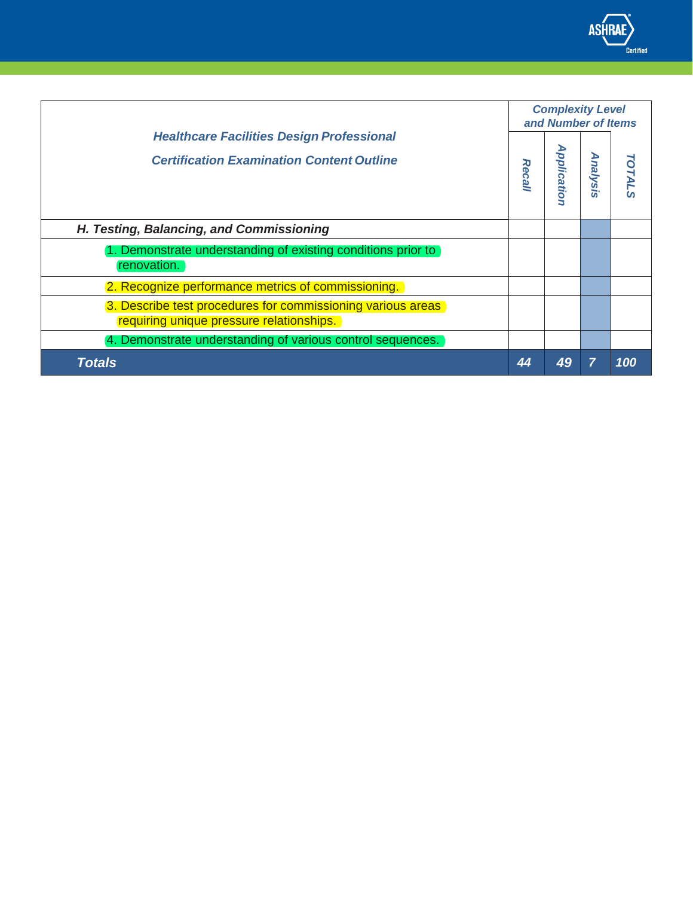| *Healthcare Facilities Design Professional Certification Examination Content Outline* | *Complexity Level and Number of Items* | | | |
|---|---|---|---|---|
| | *Recall* | *Application* | *Analysis* | *TOTALS* |
| ***H. Testing, Balancing, and Commissioning*** | | | | |
| 1. Demonstrate understanding of existing conditions prior to renovation. | | | | |
| 2. Recognize performance metrics of commissioning. | | | | |
| 3. Describe test procedures for commissioning various areas requiring unique pressure relationships. | | | | |
| 4. Demonstrate understanding of various control sequences. | | | | |
| ***Totals*** | *44* | *49* | *7* | *100* |